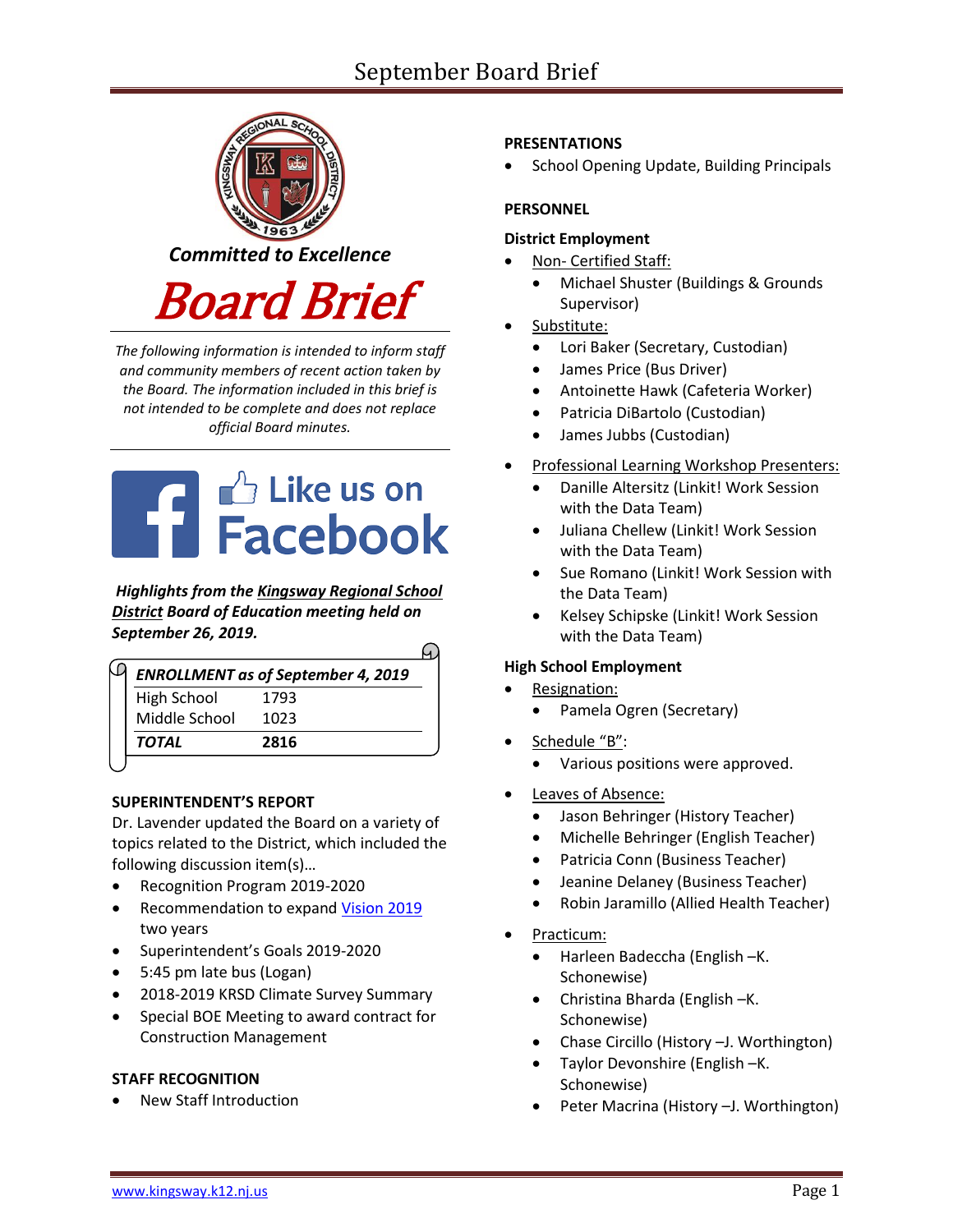# September Board Brief

*Committed to Excellence*

# Board Brief

*The following information is intended to inform staff and community members of recent action taken by the Board. The information included in this brief is not intended to be complete and does not replace official Board minutes.*

Like us on Facebook

***Highlights from the Kingsway Regional School District Board of Education meeting held on September 26, 2019.***

| ***ENROLLMENT as of September 4, 2019*** | |
|---|---|
| High School | 1793 |
| Middle School | 1023 |
| ***TOTAL*** | **2816** |

### SUPERINTENDENT'S REPORT

Dr. Lavender updated the Board on a variety of topics related to the District, which included the following discussion item(s)…

- Recognition Program 2019-2020
- Recommendation to expand Vision 2019 two years
- Superintendent's Goals 2019-2020
- 5:45 pm late bus (Logan)
- 2018-2019 KRSD Climate Survey Summary
- Special BOE Meeting to award contract for Construction Management

### STAFF RECOGNITION

- New Staff Introduction

### PRESENTATIONS

- School Opening Update, Building Principals

### PERSONNEL

#### District Employment

- Non- Certified Staff:
  - Michael Shuster (Buildings & Grounds Supervisor)
- Substitute:
  - Lori Baker (Secretary, Custodian)
  - James Price (Bus Driver)
  - Antoinette Hawk (Cafeteria Worker)
  - Patricia DiBartolo (Custodian)
  - James Jubbs (Custodian)
- Professional Learning Workshop Presenters:
  - Danille Altersitz (Linkit! Work Session with the Data Team)
  - Juliana Chellew (Linkit! Work Session with the Data Team)
  - Sue Romano (Linkit! Work Session with the Data Team)
  - Kelsey Schipske (Linkit! Work Session with the Data Team)

#### High School Employment

- Resignation:
  - Pamela Ogren (Secretary)
- Schedule "B":
  - Various positions were approved.
- Leaves of Absence:
  - Jason Behringer (History Teacher)
  - Michelle Behringer (English Teacher)
  - Patricia Conn (Business Teacher)
  - Jeanine Delaney (Business Teacher)
  - Robin Jaramillo (Allied Health Teacher)
- Practicum:
  - Harleen Badeccha (English –K. Schonewise)
  - Christina Bharda (English –K. Schonewise)
  - Chase Circillo (History –J. Worthington)
  - Taylor Devonshire (English –K. Schonewise)
  - Peter Macrina (History –J. Worthington)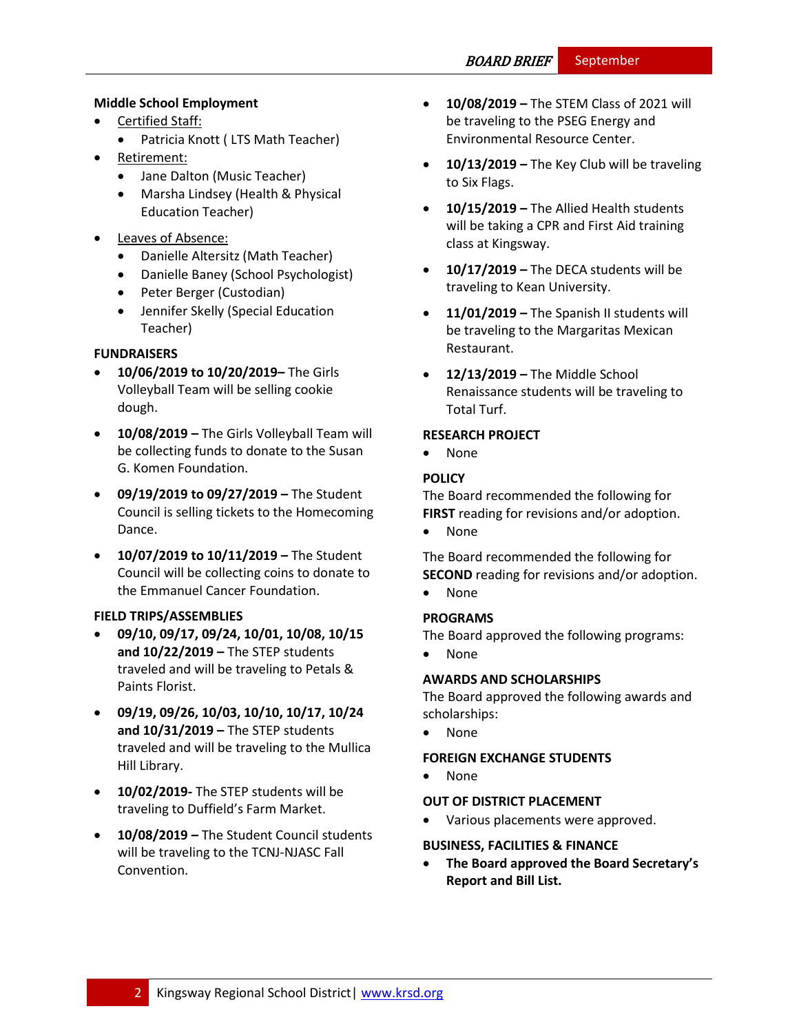**Middle School Employment**

- Certified Staff:
  - Patricia Knott ( LTS Math Teacher)
- Retirement:
  - Jane Dalton (Music Teacher)
  - Marsha Lindsey (Health & Physical Education Teacher)
- Leaves of Absence:
  - Danielle Altersitz (Math Teacher)
  - Danielle Baney (School Psychologist)
  - Peter Berger (Custodian)
  - Jennifer Skelly (Special Education Teacher)

**FUNDRAISERS**

- **10/06/2019 to 10/20/2019–** The Girls Volleyball Team will be selling cookie dough.
- **10/08/2019 –** The Girls Volleyball Team will be collecting funds to donate to the Susan G. Komen Foundation.
- **09/19/2019 to 09/27/2019 –** The Student Council is selling tickets to the Homecoming Dance.
- **10/07/2019 to 10/11/2019 –** The Student Council will be collecting coins to donate to the Emmanuel Cancer Foundation.

**FIELD TRIPS/ASSEMBLIES**

- **09/10, 09/17, 09/24, 10/01, 10/08, 10/15 and 10/22/2019 –** The STEP students traveled and will be traveling to Petals & Paints Florist.
- **09/19, 09/26, 10/03, 10/10, 10/17, 10/24 and 10/31/2019 –** The STEP students traveled and will be traveling to the Mullica Hill Library.
- **10/02/2019-** The STEP students will be traveling to Duffield's Farm Market.
- **10/08/2019 –** The Student Council students will be traveling to the TCNJ-NJASC Fall Convention.
- **10/08/2019 –** The STEM Class of 2021 will be traveling to the PSEG Energy and Environmental Resource Center.
- **10/13/2019 –** The Key Club will be traveling to Six Flags.
- **10/15/2019 –** The Allied Health students will be taking a CPR and First Aid training class at Kingsway.
- **10/17/2019 –** The DECA students will be traveling to Kean University.
- **11/01/2019 –** The Spanish II students will be traveling to the Margaritas Mexican Restaurant.
- **12/13/2019 –** The Middle School Renaissance students will be traveling to Total Turf.

**RESEARCH PROJECT**

- None

**POLICY**

The Board recommended the following for **FIRST** reading for revisions and/or adoption.

- None

The Board recommended the following for **SECOND** reading for revisions and/or adoption.

- None

**PROGRAMS**

The Board approved the following programs:

- None

**AWARDS AND SCHOLARSHIPS**

The Board approved the following awards and scholarships:

- None

**FOREIGN EXCHANGE STUDENTS**

- None

**OUT OF DISTRICT PLACEMENT**

- Various placements were approved.

**BUSINESS, FACILITIES & FINANCE**

- **The Board approved the Board Secretary's Report and Bill List.**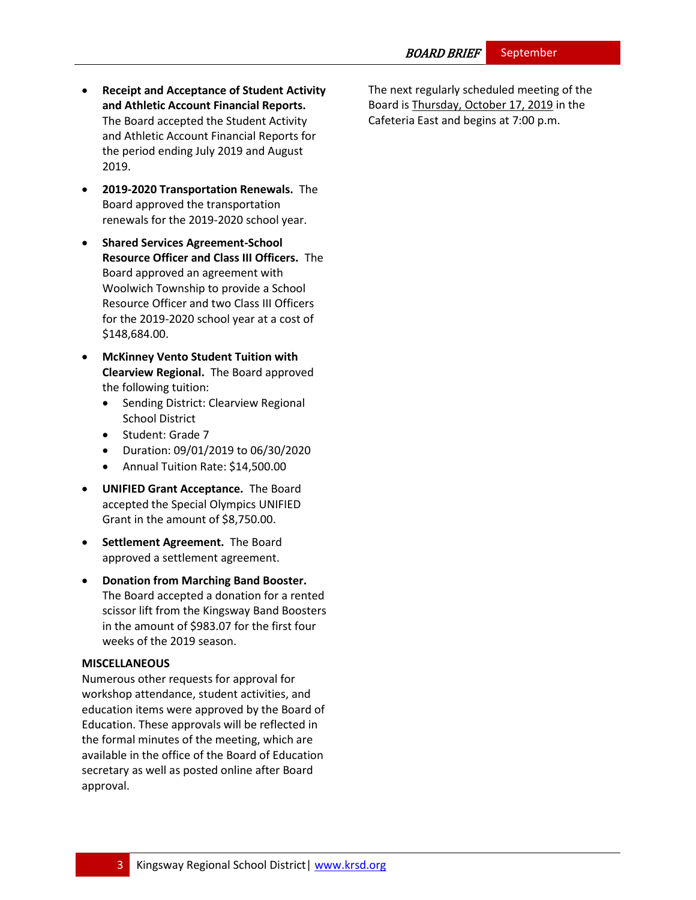- **Receipt and Acceptance of Student Activity and Athletic Account Financial Reports.** The Board accepted the Student Activity and Athletic Account Financial Reports for the period ending July 2019 and August 2019.
- **2019-2020 Transportation Renewals.** The Board approved the transportation renewals for the 2019-2020 school year.
- **Shared Services Agreement-School Resource Officer and Class III Officers.** The Board approved an agreement with Woolwich Township to provide a School Resource Officer and two Class III Officers for the 2019-2020 school year at a cost of $148,684.00.
- **McKinney Vento Student Tuition with Clearview Regional.** The Board approved the following tuition:
  - Sending District: Clearview Regional School District
  - Student: Grade 7
  - Duration: 09/01/2019 to 06/30/2020
  - Annual Tuition Rate: $14,500.00
- **UNIFIED Grant Acceptance.** The Board accepted the Special Olympics UNIFIED Grant in the amount of $8,750.00.
- **Settlement Agreement.** The Board approved a settlement agreement.
- **Donation from Marching Band Booster.** The Board accepted a donation for a rented scissor lift from the Kingsway Band Boosters in the amount of $983.07 for the first four weeks of the 2019 season.

**MISCELLANEOUS**

Numerous other requests for approval for workshop attendance, student activities, and education items were approved by the Board of Education. These approvals will be reflected in the formal minutes of the meeting, which are available in the office of the Board of Education secretary as well as posted online after Board approval.

The next regularly scheduled meeting of the Board is Thursday, October 17, 2019 in the Cafeteria East and begins at 7:00 p.m.